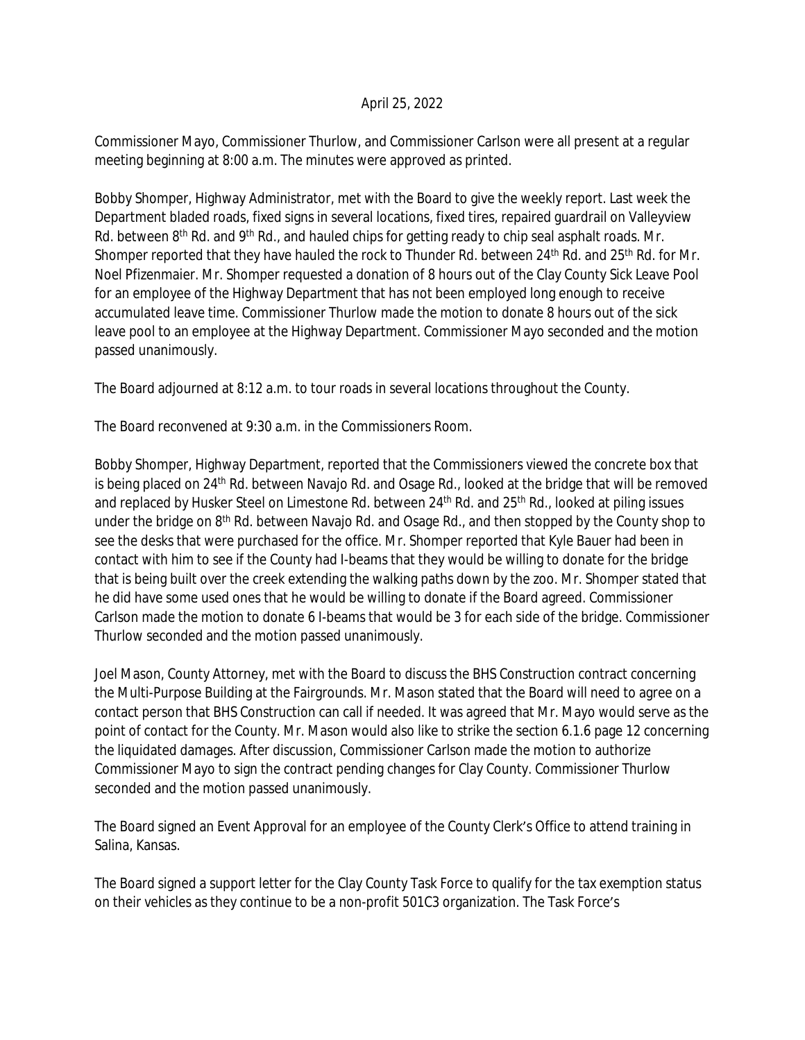April 25, 2022

Commissioner Mayo, Commissioner Thurlow, and Commissioner Carlson were all present at a regular meeting beginning at 8:00 a.m. The minutes were approved as printed.

Bobby Shomper, Highway Administrator, met with the Board to give the weekly report. Last week the Department bladed roads, fixed signs in several locations, fixed tires, repaired guardrail on Valleyview Rd. between 8th Rd. and 9th Rd., and hauled chips for getting ready to chip seal asphalt roads. Mr. Shomper reported that they have hauled the rock to Thunder Rd. between 24th Rd. and 25th Rd. for Mr. Noel Pfizenmaier. Mr. Shomper requested a donation of 8 hours out of the Clay County Sick Leave Pool for an employee of the Highway Department that has not been employed long enough to receive accumulated leave time. Commissioner Thurlow made the motion to donate 8 hours out of the sick leave pool to an employee at the Highway Department. Commissioner Mayo seconded and the motion passed unanimously.

The Board adjourned at 8:12 a.m. to tour roads in several locations throughout the County.

The Board reconvened at 9:30 a.m. in the Commissioners Room.

Bobby Shomper, Highway Department, reported that the Commissioners viewed the concrete box that is being placed on 24th Rd. between Navajo Rd. and Osage Rd., looked at the bridge that will be removed and replaced by Husker Steel on Limestone Rd. between 24th Rd. and 25th Rd., looked at piling issues under the bridge on 8th Rd. between Navajo Rd. and Osage Rd., and then stopped by the County shop to see the desks that were purchased for the office. Mr. Shomper reported that Kyle Bauer had been in contact with him to see if the County had I-beams that they would be willing to donate for the bridge that is being built over the creek extending the walking paths down by the zoo. Mr. Shomper stated that he did have some used ones that he would be willing to donate if the Board agreed. Commissioner Carlson made the motion to donate 6 I-beams that would be 3 for each side of the bridge. Commissioner Thurlow seconded and the motion passed unanimously.

Joel Mason, County Attorney, met with the Board to discuss the BHS Construction contract concerning the Multi-Purpose Building at the Fairgrounds. Mr. Mason stated that the Board will need to agree on a contact person that BHS Construction can call if needed. It was agreed that Mr. Mayo would serve as the point of contact for the County. Mr. Mason would also like to strike the section 6.1.6 page 12 concerning the liquidated damages. After discussion, Commissioner Carlson made the motion to authorize Commissioner Mayo to sign the contract pending changes for Clay County. Commissioner Thurlow seconded and the motion passed unanimously.

The Board signed an Event Approval for an employee of the County Clerk's Office to attend training in Salina, Kansas.

The Board signed a support letter for the Clay County Task Force to qualify for the tax exemption status on their vehicles as they continue to be a non-profit 501C3 organization. The Task Force's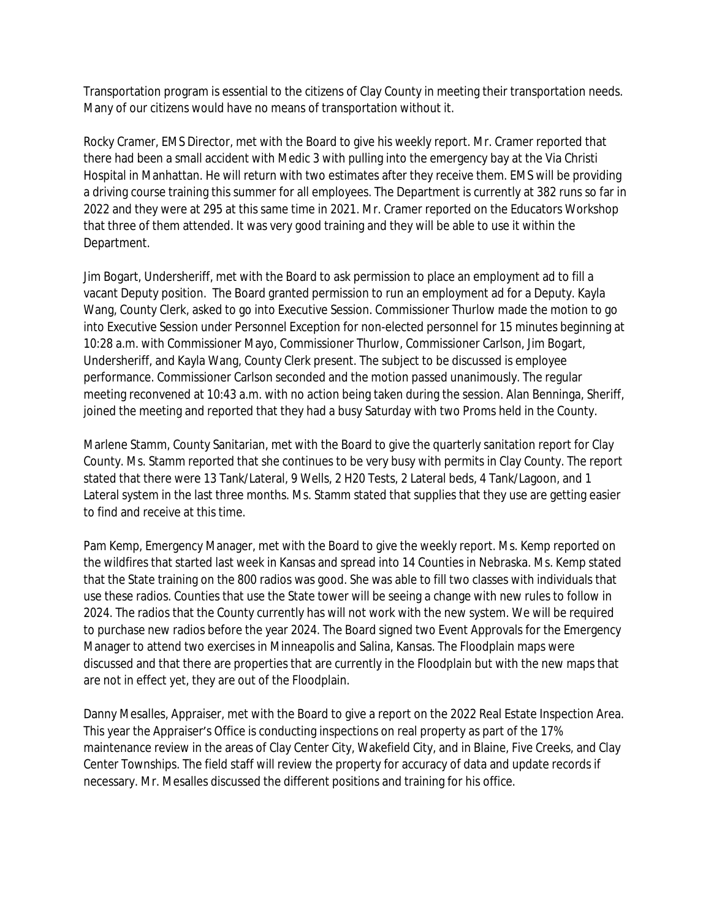Transportation program is essential to the citizens of Clay County in meeting their transportation needs. Many of our citizens would have no means of transportation without it.

Rocky Cramer, EMS Director, met with the Board to give his weekly report. Mr. Cramer reported that there had been a small accident with Medic 3 with pulling into the emergency bay at the Via Christi Hospital in Manhattan. He will return with two estimates after they receive them. EMS will be providing a driving course training this summer for all employees. The Department is currently at 382 runs so far in 2022 and they were at 295 at this same time in 2021. Mr. Cramer reported on the Educators Workshop that three of them attended. It was very good training and they will be able to use it within the Department.

Jim Bogart, Undersheriff, met with the Board to ask permission to place an employment ad to fill a vacant Deputy position. The Board granted permission to run an employment ad for a Deputy. Kayla Wang, County Clerk, asked to go into Executive Session. Commissioner Thurlow made the motion to go into Executive Session under Personnel Exception for non-elected personnel for 15 minutes beginning at 10:28 a.m. with Commissioner Mayo, Commissioner Thurlow, Commissioner Carlson, Jim Bogart, Undersheriff, and Kayla Wang, County Clerk present. The subject to be discussed is employee performance. Commissioner Carlson seconded and the motion passed unanimously. The regular meeting reconvened at 10:43 a.m. with no action being taken during the session. Alan Benninga, Sheriff, joined the meeting and reported that they had a busy Saturday with two Proms held in the County.

Marlene Stamm, County Sanitarian, met with the Board to give the quarterly sanitation report for Clay County. Ms. Stamm reported that she continues to be very busy with permits in Clay County. The report stated that there were 13 Tank/Lateral, 9 Wells, 2 H20 Tests, 2 Lateral beds, 4 Tank/Lagoon, and 1 Lateral system in the last three months. Ms. Stamm stated that supplies that they use are getting easier to find and receive at this time.

Pam Kemp, Emergency Manager, met with the Board to give the weekly report. Ms. Kemp reported on the wildfires that started last week in Kansas and spread into 14 Counties in Nebraska. Ms. Kemp stated that the State training on the 800 radios was good. She was able to fill two classes with individuals that use these radios. Counties that use the State tower will be seeing a change with new rules to follow in 2024. The radios that the County currently has will not work with the new system. We will be required to purchase new radios before the year 2024. The Board signed two Event Approvals for the Emergency Manager to attend two exercises in Minneapolis and Salina, Kansas. The Floodplain maps were discussed and that there are properties that are currently in the Floodplain but with the new maps that are not in effect yet, they are out of the Floodplain.

Danny Mesalles, Appraiser, met with the Board to give a report on the 2022 Real Estate Inspection Area. This year the Appraiser's Office is conducting inspections on real property as part of the 17% maintenance review in the areas of Clay Center City, Wakefield City, and in Blaine, Five Creeks, and Clay Center Townships. The field staff will review the property for accuracy of data and update records if necessary. Mr. Mesalles discussed the different positions and training for his office.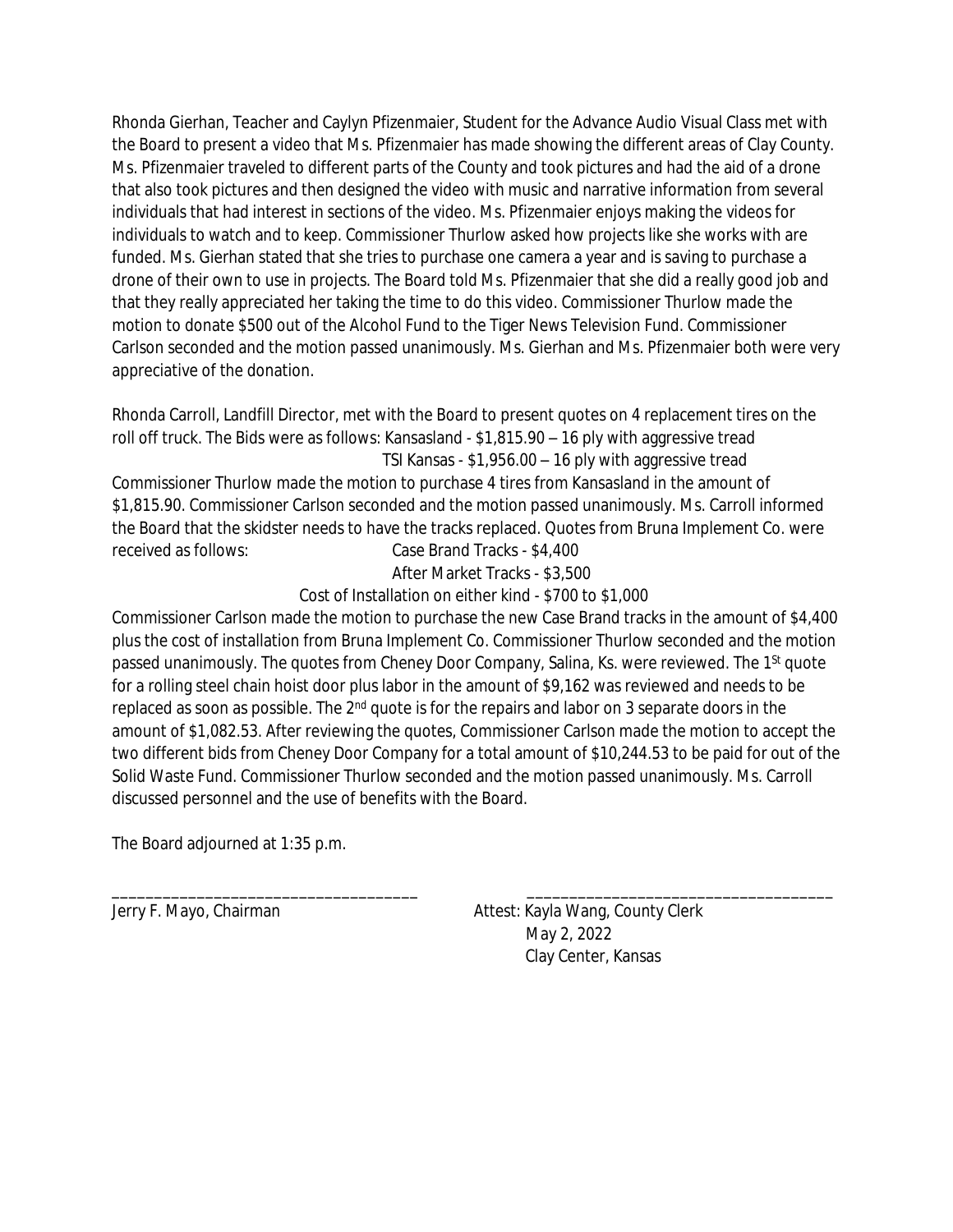Rhonda Gierhan, Teacher and Caylyn Pfizenmaier, Student for the Advance Audio Visual Class met with the Board to present a video that Ms. Pfizenmaier has made showing the different areas of Clay County. Ms. Pfizenmaier traveled to different parts of the County and took pictures and had the aid of a drone that also took pictures and then designed the video with music and narrative information from several individuals that had interest in sections of the video. Ms. Pfizenmaier enjoys making the videos for individuals to watch and to keep. Commissioner Thurlow asked how projects like she works with are funded. Ms. Gierhan stated that she tries to purchase one camera a year and is saving to purchase a drone of their own to use in projects. The Board told Ms. Pfizenmaier that she did a really good job and that they really appreciated her taking the time to do this video. Commissioner Thurlow made the motion to donate $500 out of the Alcohol Fund to the Tiger News Television Fund. Commissioner Carlson seconded and the motion passed unanimously. Ms. Gierhan and Ms. Pfizenmaier both were very appreciative of the donation.

Rhonda Carroll, Landfill Director, met with the Board to present quotes on 4 replacement tires on the roll off truck. The Bids were as follows: Kansasland - $1,815.90 – 16 ply with aggressive tread

TSI Kansas - $1,956.00 – 16 ply with aggressive tread

Commissioner Thurlow made the motion to purchase 4 tires from Kansasland in the amount of $1,815.90. Commissioner Carlson seconded and the motion passed unanimously. Ms. Carroll informed the Board that the skidster needs to have the tracks replaced. Quotes from Bruna Implement Co. were received as follows: Case Brand Tracks - $4,400

After Market Tracks - $3,500

Cost of Installation on either kind - $700 to $1,000

Commissioner Carlson made the motion to purchase the new Case Brand tracks in the amount of $4,400 plus the cost of installation from Bruna Implement Co. Commissioner Thurlow seconded and the motion passed unanimously. The quotes from Cheney Door Company, Salina, Ks. were reviewed. The 1st quote for a rolling steel chain hoist door plus labor in the amount of $9,162 was reviewed and needs to be replaced as soon as possible. The 2nd quote is for the repairs and labor on 3 separate doors in the amount of $1,082.53. After reviewing the quotes, Commissioner Carlson made the motion to accept the two different bids from Cheney Door Company for a total amount of $10,244.53 to be paid for out of the Solid Waste Fund. Commissioner Thurlow seconded and the motion passed unanimously. Ms. Carroll discussed personnel and the use of benefits with the Board.

The Board adjourned at 1:35 p.m.

\_\_\_\_\_\_\_\_\_\_\_\_\_\_\_\_\_\_\_\_\_\_\_\_\_\_\_\_\_\_\_\_\_\_\_\_ \_\_\_\_\_\_\_\_\_\_\_\_\_\_\_\_\_\_\_\_\_\_\_\_\_\_\_\_\_\_\_\_\_\_\_\_

Jerry F. Mayo, Chairman

Attest: Kayla Wang, County Clerk
May 2, 2022
Clay Center, Kansas